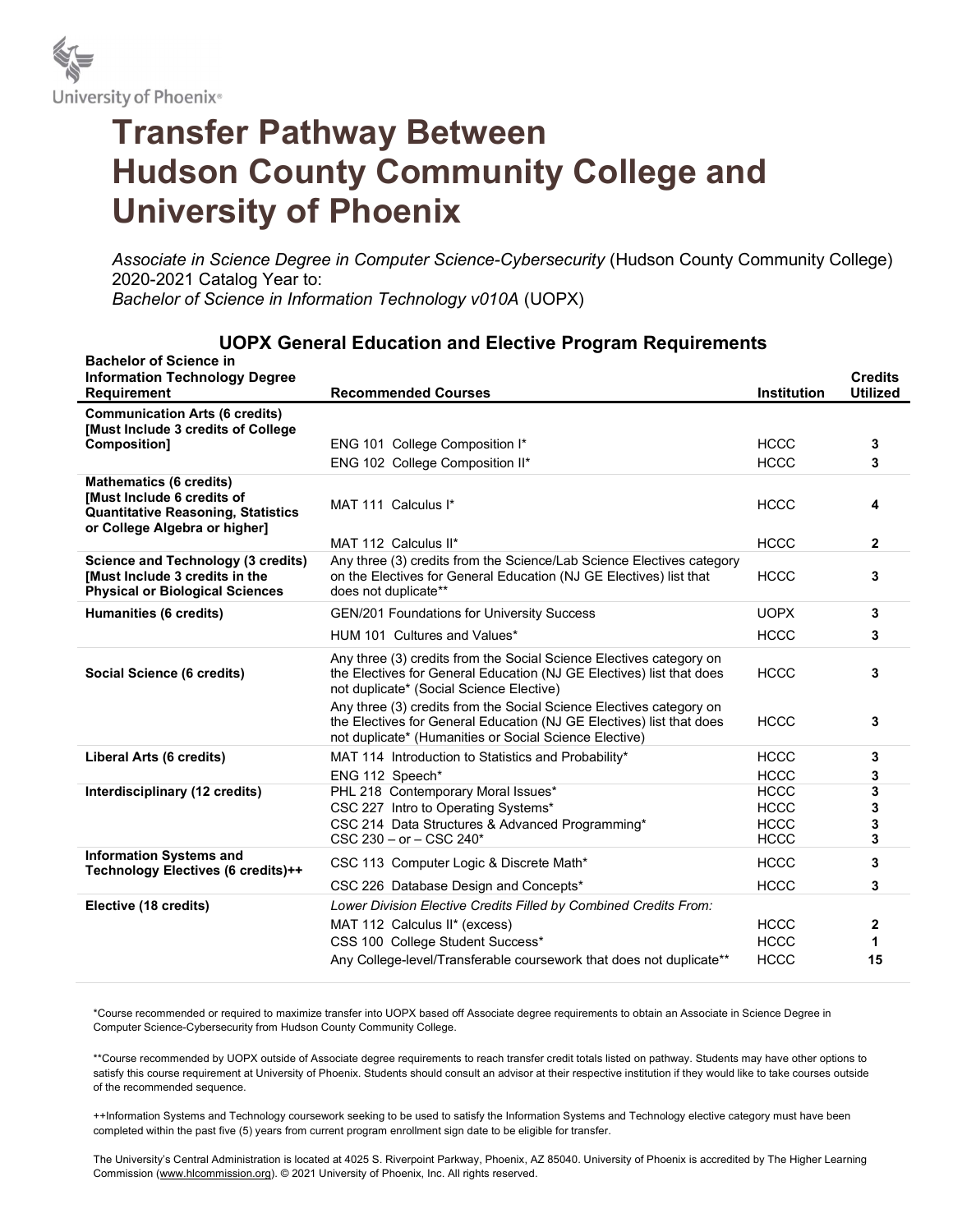University of Phoenix®

# Transfer Pathway Between Hudson County Community College and University of Phoenix

*Associate in Science Degree in Computer Science-Cybersecurity* (Hudson County Community College) 2020-2021 Catalog Year to:
*Bachelor of Science in Information Technology v010A* (UOPX)

## UOPX General Education and Elective Program Requirements

| Bachelor of Science in Information Technology Degree Requirement | Recommended Courses | Institution | Credits Utilized |
|---|---|---|---|
| **Communication Arts (6 credits) [Must Include 3 credits of College Composition]** | ENG 101 College Composition I* | HCCC | **3** |
| | ENG 102 College Composition II* | HCCC | **3** |
| **Mathematics (6 credits) [Must Include 6 credits of Quantitative Reasoning, Statistics or College Algebra or higher]** | MAT 111 Calculus I* | HCCC | **4** |
| | MAT 112 Calculus II* | HCCC | **2** |
| **Science and Technology (3 credits) [Must Include 3 credits in the Physical or Biological Sciences** | Any three (3) credits from the Science/Lab Science Electives category on the Electives for General Education (NJ GE Electives) list that does not duplicate** | HCCC | **3** |
| **Humanities (6 credits)** | GEN/201 Foundations for University Success | UOPX | **3** |
| | HUM 101 Cultures and Values* | HCCC | **3** |
| **Social Science (6 credits)** | Any three (3) credits from the Social Science Electives category on the Electives for General Education (NJ GE Electives) list that does not duplicate* (Social Science Elective) | HCCC | **3** |
| | Any three (3) credits from the Social Science Electives category on the Electives for General Education (NJ GE Electives) list that does not duplicate* (Humanities or Social Science Elective) | HCCC | **3** |
| **Liberal Arts (6 credits)** | MAT 114 Introduction to Statistics and Probability* | HCCC | **3** |
| | ENG 112 Speech* | HCCC | **3** |
| **Interdisciplinary (12 credits)** | PHL 218 Contemporary Moral Issues* | HCCC | **3** |
| | CSC 227 Intro to Operating Systems* | HCCC | **3** |
| | CSC 214 Data Structures & Advanced Programming* | HCCC | **3** |
| | CSC 230 – or – CSC 240* | HCCC | **3** |
| **Information Systems and Technology Electives (6 credits)++** | CSC 113 Computer Logic & Discrete Math* | HCCC | **3** |
| | CSC 226 Database Design and Concepts* | HCCC | **3** |
| **Elective (18 credits)** | *Lower Division Elective Credits Filled by Combined Credits From:* | | |
| | MAT 112 Calculus II* (excess) | HCCC | **2** |
| | CSS 100 College Student Success* | HCCC | **1** |
| | Any College-level/Transferable coursework that does not duplicate** | HCCC | **15** |

*Course recommended or required to maximize transfer into UOPX based off Associate degree requirements to obtain an Associate in Science Degree in Computer Science-Cybersecurity from Hudson County Community College.

**Course recommended by UOPX outside of Associate degree requirements to reach transfer credit totals listed on pathway. Students may have other options to satisfy this course requirement at University of Phoenix. Students should consult an advisor at their respective institution if they would like to take courses outside of the recommended sequence.

++Information Systems and Technology coursework seeking to be used to satisfy the Information Systems and Technology elective category must have been completed within the past five (5) years from current program enrollment sign date to be eligible for transfer.

The University's Central Administration is located at 4025 S. Riverpoint Parkway, Phoenix, AZ 85040. University of Phoenix is accredited by The Higher Learning Commission (www.hlcommission.org). © 2021 University of Phoenix, Inc. All rights reserved.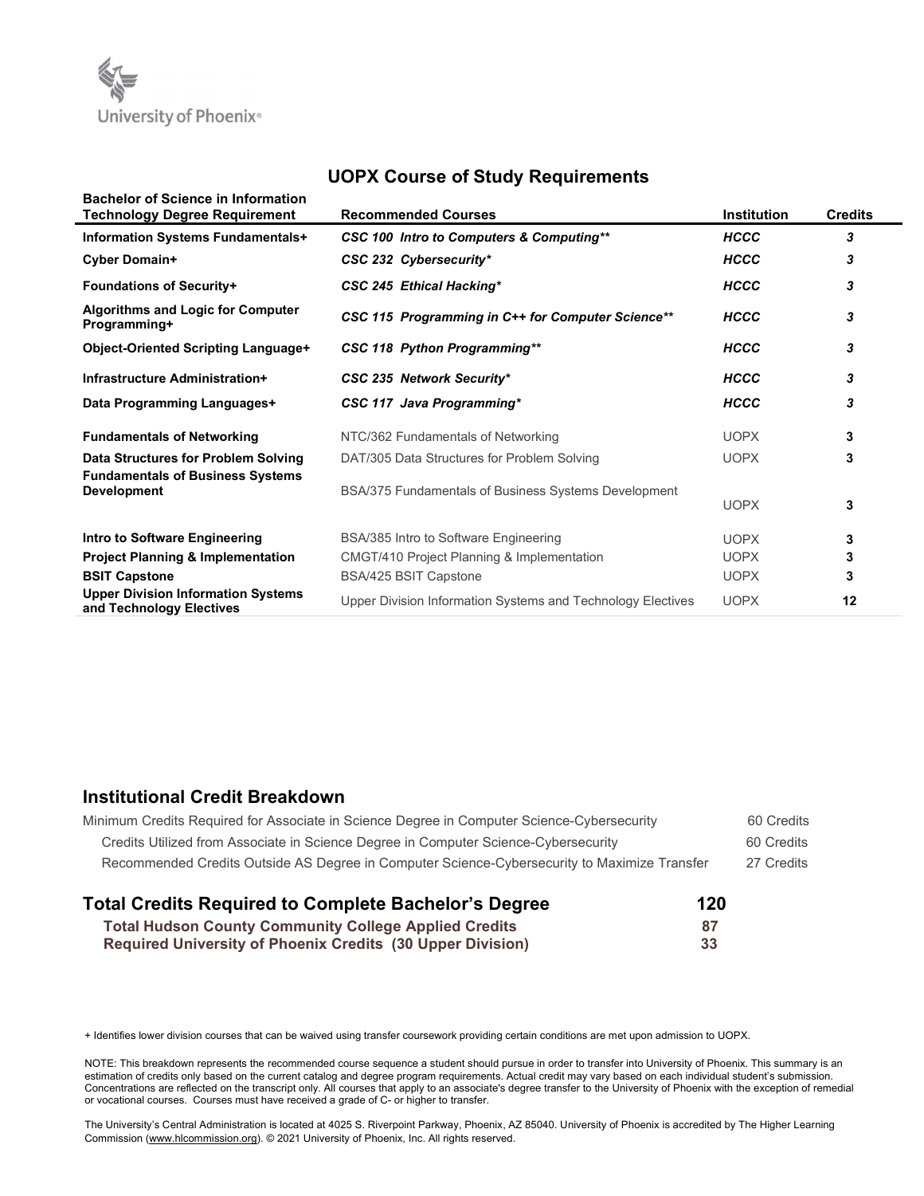University of Phoenix®

## UOPX Course of Study Requirements

| Bachelor of Science in Information Technology Degree Requirement | Recommended Courses | Institution | Credits |
|---|---|---|---|
| **Information Systems Fundamentals+** | ***CSC 100 Intro to Computers & Computing**** | ***HCCC*** | ***3*** |
| **Cyber Domain+** | ***CSC 232 Cybersecurity**** | ***HCCC*** | ***3*** |
| **Foundations of Security+** | ***CSC 245 Ethical Hacking**** | ***HCCC*** | ***3*** |
| **Algorithms and Logic for Computer Programming+** | ***CSC 115 Programming in C++ for Computer Science**** | ***HCCC*** | ***3*** |
| **Object-Oriented Scripting Language+** | ***CSC 118 Python Programming**** | ***HCCC*** | ***3*** |
| **Infrastructure Administration+** | ***CSC 235 Network Security**** | ***HCCC*** | ***3*** |
| **Data Programming Languages+** | ***CSC 117 Java Programming**** | ***HCCC*** | ***3*** |
| **Fundamentals of Networking** | NTC/362 Fundamentals of Networking | UOPX | **3** |
| **Data Structures for Problem Solving** | DAT/305 Data Structures for Problem Solving | UOPX | **3** |
| **Fundamentals of Business Systems Development** | BSA/375 Fundamentals of Business Systems Development | UOPX | **3** |
| **Intro to Software Engineering** | BSA/385 Intro to Software Engineering | UOPX | **3** |
| **Project Planning & Implementation** | CMGT/410 Project Planning & Implementation | UOPX | **3** |
| **BSIT Capstone** | BSA/425 BSIT Capstone | UOPX | **3** |
| **Upper Division Information Systems and Technology Electives** | Upper Division Information Systems and Technology Electives | UOPX | **12** |

## Institutional Credit Breakdown

| | |
|---|---|
| Minimum Credits Required for Associate in Science Degree in Computer Science-Cybersecurity | 60 Credits |
| Credits Utilized from Associate in Science Degree in Computer Science-Cybersecurity | 60 Credits |
| Recommended Credits Outside AS Degree in Computer Science-Cybersecurity to Maximize Transfer | 27 Credits |

| | |
|---|---|
| **Total Credits Required to Complete Bachelor's Degree** | **120** |
| **Total Hudson County Community College Applied Credits** | **87** |
| **Required University of Phoenix Credits (30 Upper Division)** | **33** |

+ Identifies lower division courses that can be waived using transfer coursework providing certain conditions are met upon admission to UOPX.

NOTE: This breakdown represents the recommended course sequence a student should pursue in order to transfer into University of Phoenix. This summary is an estimation of credits only based on the current catalog and degree program requirements. Actual credit may vary based on each individual student's submission. Concentrations are reflected on the transcript only. All courses that apply to an associate's degree transfer to the University of Phoenix with the exception of remedial or vocational courses. Courses must have received a grade of C- or higher to transfer.

The University's Central Administration is located at 4025 S. Riverpoint Parkway, Phoenix, AZ 85040. University of Phoenix is accredited by The Higher Learning Commission (www.hlcommission.org). © 2021 University of Phoenix, Inc. All rights reserved.